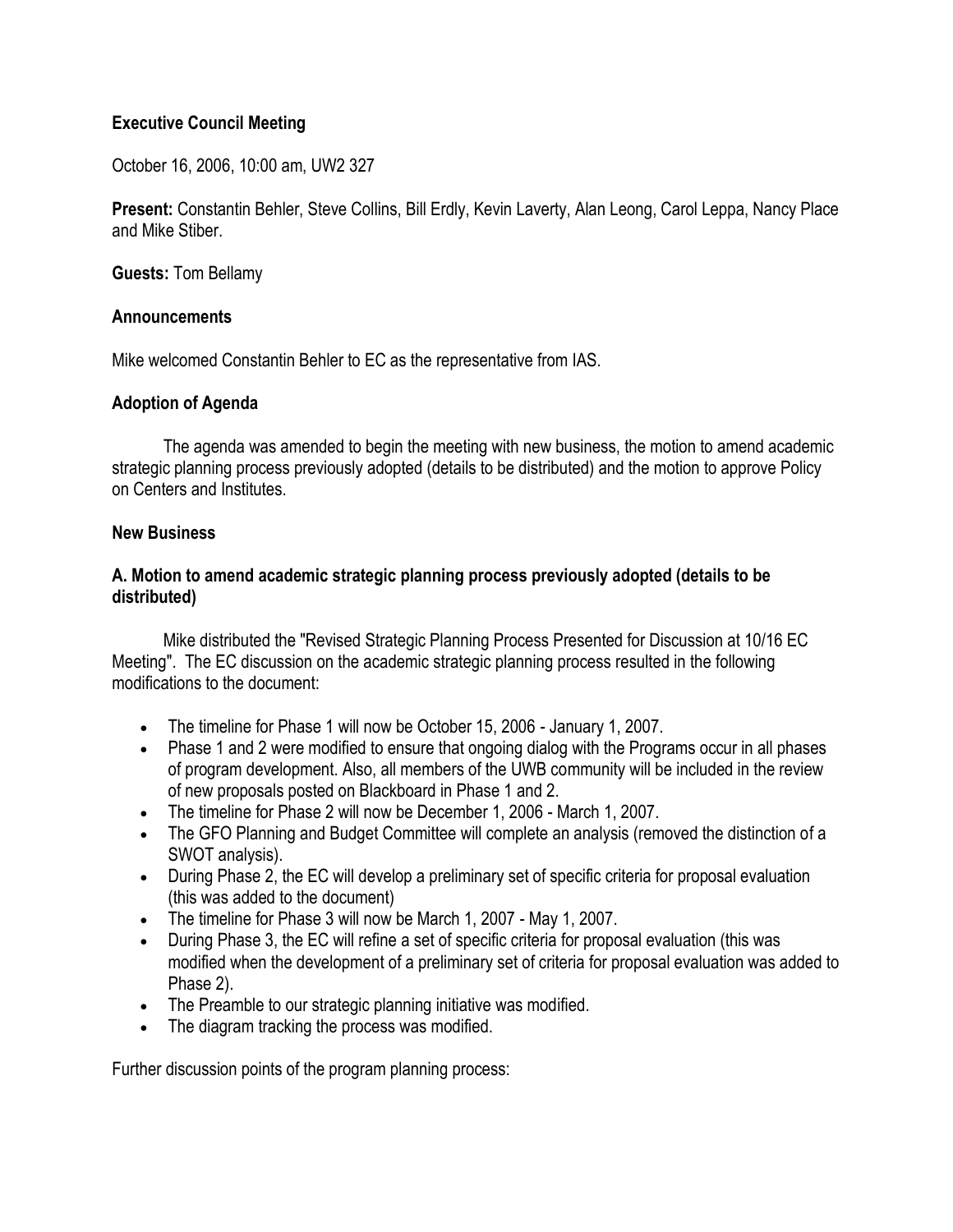**Executive Council Meeting**

October 16, 2006, 10:00 am, UW2 327

**Present:** Constantin Behler, Steve Collins, Bill Erdly, Kevin Laverty, Alan Leong, Carol Leppa, Nancy Place and Mike Stiber.

**Guests:** Tom Bellamy

**Announcements**

Mike welcomed Constantin Behler to EC as the representative from IAS.

**Adoption of Agenda**

The agenda was amended to begin the meeting with new business, the motion to amend academic strategic planning process previously adopted (details to be distributed) and the motion to approve Policy on Centers and Institutes.

**New Business**

**A. Motion to amend academic strategic planning process previously adopted (details to be distributed)**

Mike distributed the "Revised Strategic Planning Process Presented for Discussion at 10/16 EC Meeting". The EC discussion on the academic strategic planning process resulted in the following modifications to the document:

- The timeline for Phase 1 will now be October 15, 2006 - January 1, 2007.
- Phase 1 and 2 were modified to ensure that ongoing dialog with the Programs occur in all phases of program development. Also, all members of the UWB community will be included in the review of new proposals posted on Blackboard in Phase 1 and 2.
- The timeline for Phase 2 will now be December 1, 2006 - March 1, 2007.
- The GFO Planning and Budget Committee will complete an analysis (removed the distinction of a SWOT analysis).
- During Phase 2, the EC will develop a preliminary set of specific criteria for proposal evaluation (this was added to the document)
- The timeline for Phase 3 will now be March 1, 2007 - May 1, 2007.
- During Phase 3, the EC will refine a set of specific criteria for proposal evaluation (this was modified when the development of a preliminary set of criteria for proposal evaluation was added to Phase 2).
- The Preamble to our strategic planning initiative was modified.
- The diagram tracking the process was modified.

Further discussion points of the program planning process: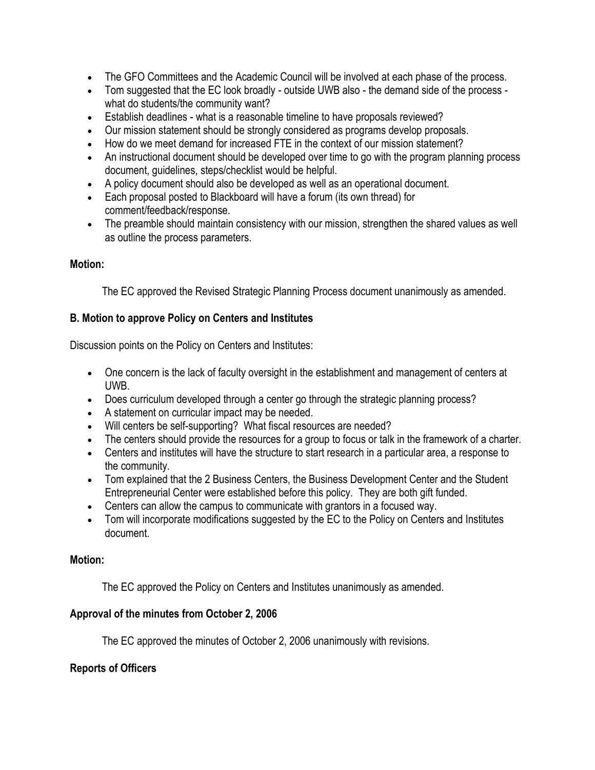- The GFO Committees and the Academic Council will be involved at each phase of the process.
- Tom suggested that the EC look broadly - outside UWB also - the demand side of the process - what do students/the community want?
- Establish deadlines - what is a reasonable timeline to have proposals reviewed?
- Our mission statement should be strongly considered as programs develop proposals.
- How do we meet demand for increased FTE in the context of our mission statement?
- An instructional document should be developed over time to go with the program planning process document, guidelines, steps/checklist would be helpful.
- A policy document should also be developed as well as an operational document.
- Each proposal posted to Blackboard will have a forum (its own thread) for comment/feedback/response.
- The preamble should maintain consistency with our mission, strengthen the shared values as well as outline the process parameters.

**Motion:**

The EC approved the Revised Strategic Planning Process document unanimously as amended.

**B. Motion to approve Policy on Centers and Institutes**

Discussion points on the Policy on Centers and Institutes:

- One concern is the lack of faculty oversight in the establishment and management of centers at UWB.
- Does curriculum developed through a center go through the strategic planning process?
- A statement on curricular impact may be needed.
- Will centers be self-supporting? What fiscal resources are needed?
- The centers should provide the resources for a group to focus or talk in the framework of a charter.
- Centers and institutes will have the structure to start research in a particular area, a response to the community.
- Tom explained that the 2 Business Centers, the Business Development Center and the Student Entrepreneurial Center were established before this policy. They are both gift funded.
- Centers can allow the campus to communicate with grantors in a focused way.
- Tom will incorporate modifications suggested by the EC to the Policy on Centers and Institutes document.

**Motion:**

The EC approved the Policy on Centers and Institutes unanimously as amended.

**Approval of the minutes from October 2, 2006**

The EC approved the minutes of October 2, 2006 unanimously with revisions.

**Reports of Officers**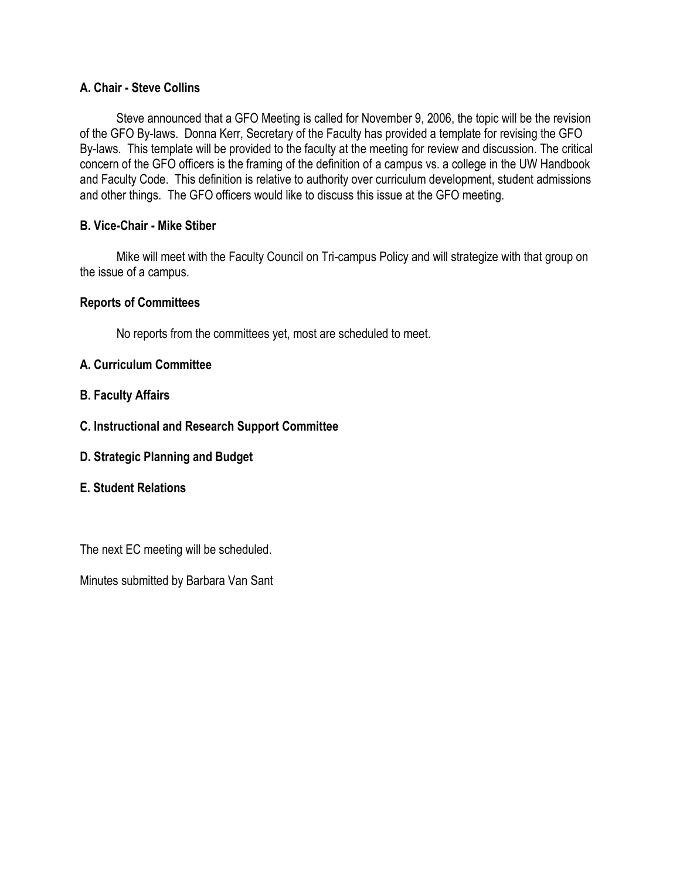**A. Chair - Steve Collins**

Steve announced that a GFO Meeting is called for November 9, 2006, the topic will be the revision of the GFO By-laws. Donna Kerr, Secretary of the Faculty has provided a template for revising the GFO By-laws. This template will be provided to the faculty at the meeting for review and discussion. The critical concern of the GFO officers is the framing of the definition of a campus vs. a college in the UW Handbook and Faculty Code. This definition is relative to authority over curriculum development, student admissions and other things. The GFO officers would like to discuss this issue at the GFO meeting.

**B. Vice-Chair - Mike Stiber**

Mike will meet with the Faculty Council on Tri-campus Policy and will strategize with that group on the issue of a campus.

**Reports of Committees**

No reports from the committees yet, most are scheduled to meet.

**A. Curriculum Committee**

**B. Faculty Affairs**

**C. Instructional and Research Support Committee**

**D. Strategic Planning and Budget**

**E. Student Relations**

The next EC meeting will be scheduled.

Minutes submitted by Barbara Van Sant